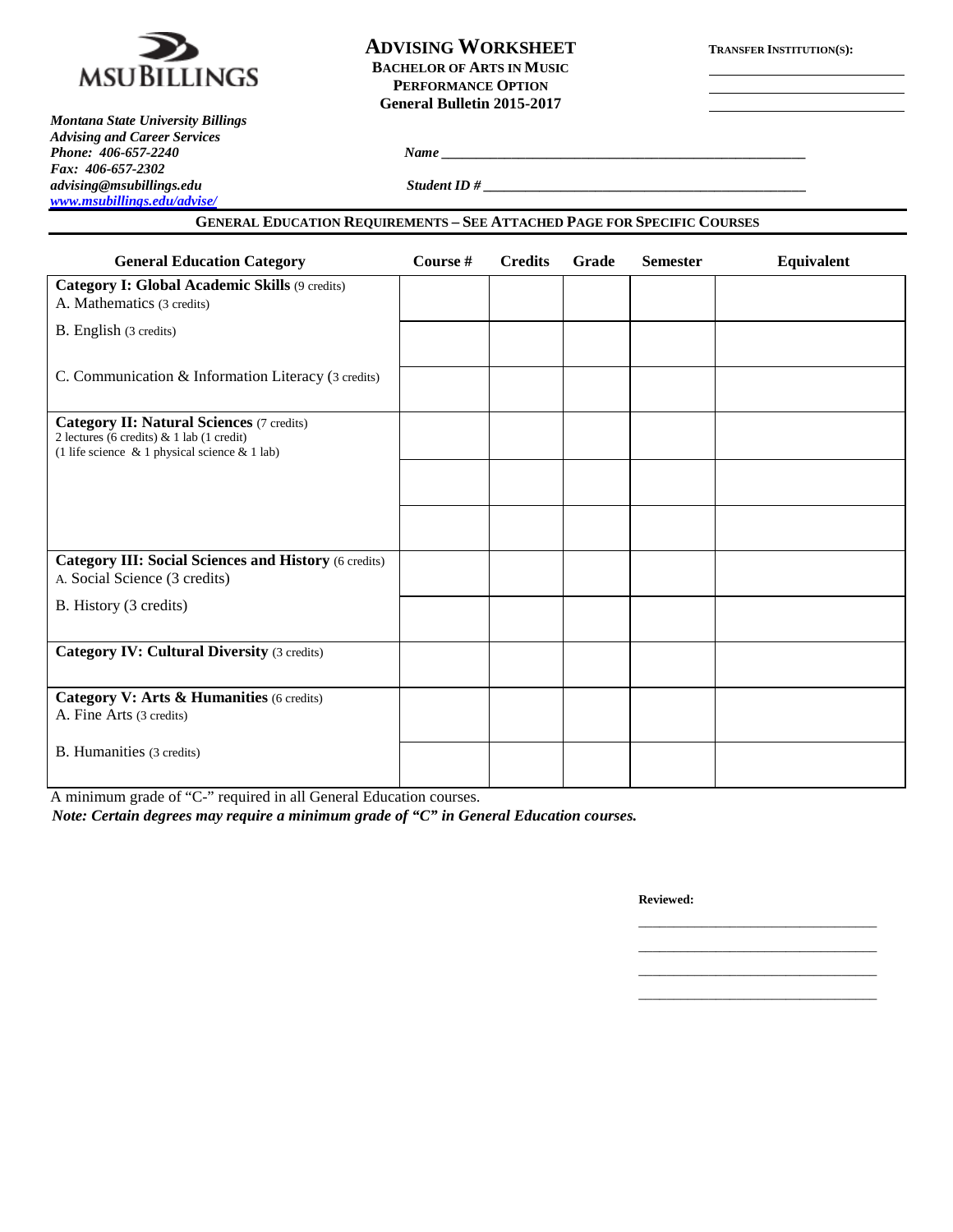MSU BILLINGS

*Montana State University Billings*
*Advising and Career Services*
*Phone: 406-657-2240*
*Fax: 406-657-2302*
*advising@msubillings.edu*
*www.msubillings.edu/advise/*

# ADVISING WORKSHEET

**BACHELOR OF ARTS IN MUSIC**
**PERFORMANCE OPTION**
**General Bulletin 2015-2017**

**TRANSFER INSTITUTION(S):**

______________________
______________________
______________________

*Name* ____________________________________________

*Student ID #* ____________________________________________

## GENERAL EDUCATION REQUIREMENTS – SEE ATTACHED PAGE FOR SPECIFIC COURSES

| General Education Category | Course # | Credits | Grade | Semester | Equivalent |
|---|---|---|---|---|---|
| **Category I: Global Academic Skills** (9 credits)<br>A. Mathematics (3 credits) | | | | | |
| B. English (3 credits) | | | | | |
| C. Communication & Information Literacy (3 credits) | | | | | |
| **Category II: Natural Sciences** (7 credits)<br>2 lectures (6 credits) & 1 lab (1 credit)<br>(1 life science & 1 physical science & 1 lab) | | | | | |
| | | | | | |
| | | | | | |
| **Category III: Social Sciences and History** (6 credits)<br>A. Social Science (3 credits) | | | | | |
| B. History (3 credits) | | | | | |
| **Category IV: Cultural Diversity** (3 credits) | | | | | |
| **Category V: Arts & Humanities** (6 credits)<br>A. Fine Arts (3 credits) | | | | | |
| B. Humanities (3 credits) | | | | | |

A minimum grade of "C-" required in all General Education courses.

***Note: Certain degrees may require a minimum grade of "C" in General Education courses.***

**Reviewed:**

______________________________
______________________________
______________________________
______________________________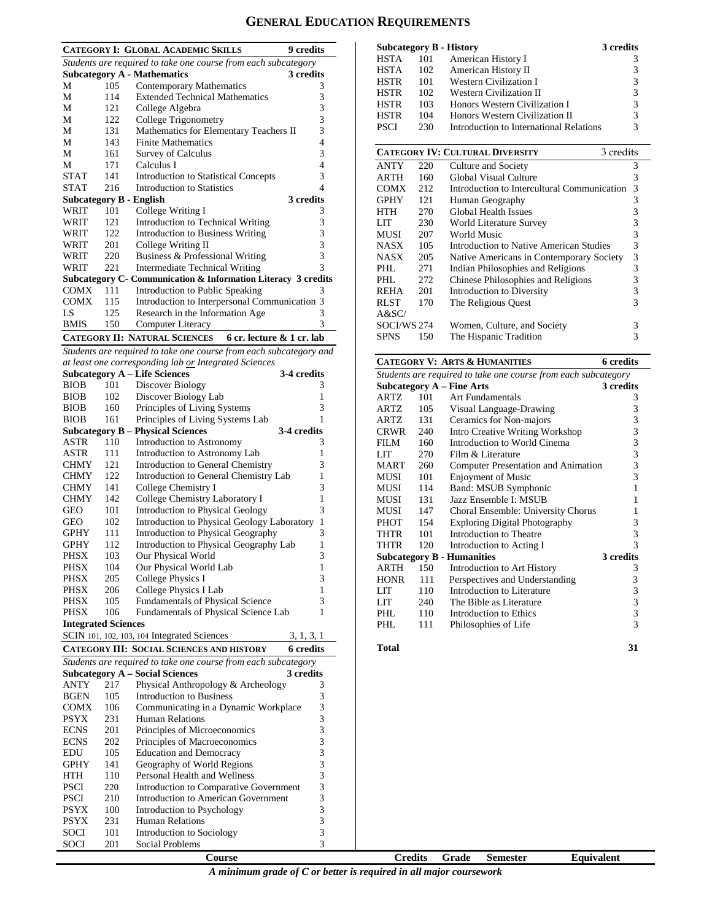# GENERAL EDUCATION REQUIREMENTS

## CATEGORY I: GLOBAL ACADEMIC SKILLS — 9 credits

*Students are required to take one course from each subcategory*

| Subcategory A - Mathematics | | | 3 credits |
|---|---|---|---|
| M | 105 | Contemporary Mathematics | 3 |
| M | 114 | Extended Technical Mathematics | 3 |
| M | 121 | College Algebra | 3 |
| M | 122 | College Trigonometry | 3 |
| M | 131 | Mathematics for Elementary Teachers II | 3 |
| M | 143 | Finite Mathematics | 4 |
| M | 161 | Survey of Calculus | 3 |
| M | 171 | Calculus I | 4 |
| STAT | 141 | Introduction to Statistical Concepts | 3 |
| STAT | 216 | Introduction to Statistics | 4 |
| **Subcategory B - English** | | | **3 credits** |
| WRIT | 101 | College Writing I | 3 |
| WRIT | 121 | Introduction to Technical Writing | 3 |
| WRIT | 122 | Introduction to Business Writing | 3 |
| WRIT | 201 | College Writing II | 3 |
| WRIT | 220 | Business & Professional Writing | 3 |
| WRIT | 221 | Intermediate Technical Writing | 3 |
| **Subcategory C- Communication & Information Literacy** | | | **3 credits** |
| COMX | 111 | Introduction to Public Speaking | 3 |
| COMX | 115 | Introduction to Interpersonal Communication | 3 |
| LS | 125 | Research in the Information Age | 3 |
| BMIS | 150 | Computer Literacy | 3 |

## CATEGORY II: NATURAL SCIENCES — 6 cr. lecture & 1 cr. lab

*Students are required to take one course from each subcategory and at least one corresponding lab or Integrated Sciences*

| Subcategory A – Life Sciences | | | 3-4 credits |
|---|---|---|---|
| BIOB | 101 | Discover Biology | 3 |
| BIOB | 102 | Discover Biology Lab | 1 |
| BIOB | 160 | Principles of Living Systems | 3 |
| BIOB | 161 | Principles of Living Systems Lab | 1 |
| **Subcategory B – Physical Sciences** | | | **3-4 credits** |
| ASTR | 110 | Introduction to Astronomy | 3 |
| ASTR | 111 | Introduction to Astronomy Lab | 1 |
| CHMY | 121 | Introduction to General Chemistry | 3 |
| CHMY | 122 | Introduction to General Chemistry Lab | 1 |
| CHMY | 141 | College Chemistry I | 3 |
| CHMY | 142 | College Chemistry Laboratory I | 1 |
| GEO | 101 | Introduction to Physical Geology | 3 |
| GEO | 102 | Introduction to Physical Geology Laboratory | 1 |
| GPHY | 111 | Introduction to Physical Geography | 3 |
| GPHY | 112 | Introduction to Physical Geography Lab | 1 |
| PHSX | 103 | Our Physical World | 3 |
| PHSX | 104 | Our Physical World Lab | 1 |
| PHSX | 205 | College Physics I | 3 |
| PHSX | 206 | College Physics I Lab | 1 |
| PHSX | 105 | Fundamentals of Physical Science | 3 |
| PHSX | 106 | Fundamentals of Physical Science Lab | 1 |
| **Integrated Sciences** | | | |
| SCIN | 101, 102, 103, 104 | Integrated Sciences | 3, 1, 3, 1 |

## CATEGORY III: SOCIAL SCIENCES AND HISTORY — 6 credits

*Students are required to take one course from each subcategory*

| Subcategory A – Social Sciences | | | 3 credits |
|---|---|---|---|
| ANTY | 217 | Physical Anthropology & Archeology | 3 |
| BGEN | 105 | Introduction to Business | 3 |
| COMX | 106 | Communicating in a Dynamic Workplace | 3 |
| PSYX | 231 | Human Relations | 3 |
| ECNS | 201 | Principles of Microeconomics | 3 |
| ECNS | 202 | Principles of Macroeconomics | 3 |
| EDU | 105 | Education and Democracy | 3 |
| GPHY | 141 | Geography of World Regions | 3 |
| HTH | 110 | Personal Health and Wellness | 3 |
| PSCI | 220 | Introduction to Comparative Government | 3 |
| PSCI | 210 | Introduction to American Government | 3 |
| PSYX | 100 | Introduction to Psychology | 3 |
| PSYX | 231 | Human Relations | 3 |
| SOCI | 101 | Introduction to Sociology | 3 |
| SOCI | 201 | Social Problems | 3 |
| **Subcategory B - History** | | | **3 credits** |
| HSTA | 101 | American History I | 3 |
| HSTA | 102 | American History II | 3 |
| HSTR | 101 | Western Civilization I | 3 |
| HSTR | 102 | Western Civilization II | 3 |
| HSTR | 103 | Honors Western Civilization I | 3 |
| HSTR | 104 | Honors Western Civilization II | 3 |
| PSCI | 230 | Introduction to International Relations | 3 |

## CATEGORY IV: CULTURAL DIVERSITY — 3 credits

| | | | |
|---|---|---|---|
| ANTY | 220 | Culture and Society | 3 |
| ARTH | 160 | Global Visual Culture | 3 |
| COMX | 212 | Introduction to Intercultural Communication | 3 |
| GPHY | 121 | Human Geography | 3 |
| HTH | 270 | Global Health Issues | 3 |
| LIT | 230 | World Literature Survey | 3 |
| MUSI | 207 | World Music | 3 |
| NASX | 105 | Introduction to Native American Studies | 3 |
| NASX | 205 | Native Americans in Contemporary Society | 3 |
| PHL | 271 | Indian Philosophies and Religions | 3 |
| PHL | 272 | Chinese Philosophies and Religions | 3 |
| REHA | 201 | Introduction to Diversity | 3 |
| RLST | 170 | The Religious Quest | 3 |
| A&SC/SOCI/WS | 274 | Women, Culture, and Society | 3 |
| SPNS | 150 | The Hispanic Tradition | 3 |

## CATEGORY V: ARTS & HUMANITIES — 6 credits

*Students are required to take one course from each subcategory*

| Subcategory A – Fine Arts | | | 3 credits |
|---|---|---|---|
| ARTZ | 101 | Art Fundamentals | 3 |
| ARTZ | 105 | Visual Language-Drawing | 3 |
| ARTZ | 131 | Ceramics for Non-majors | 3 |
| CRWR | 240 | Intro Creative Writing Workshop | 3 |
| FILM | 160 | Introduction to World Cinema | 3 |
| LIT | 270 | Film & Literature | 3 |
| MART | 260 | Computer Presentation and Animation | 3 |
| MUSI | 101 | Enjoyment of Music | 3 |
| MUSI | 114 | Band: MSUB Symphonic | 1 |
| MUSI | 131 | Jazz Ensemble I: MSUB | 1 |
| MUSI | 147 | Choral Ensemble: University Chorus | 1 |
| PHOT | 154 | Exploring Digital Photography | 3 |
| THTR | 101 | Introduction to Theatre | 3 |
| THTR | 120 | Introduction to Acting I | 3 |
| **Subcategory B – Humanities** | | | **3 credits** |
| ARTH | 150 | Introduction to Art History | 3 |
| HONR | 111 | Perspectives and Understanding | 3 |
| LIT | 110 | Introduction to Literature | 3 |
| LIT | 240 | The Bible as Literature | 3 |
| PHL | 110 | Introduction to Ethics | 3 |
| PHL | 111 | Philosophies of Life | 3 |

**Total** — **31**

| Course | Credits | Grade | Semester | Equivalent |
|---|---|---|---|---|

***A minimum grade of C or better is required in all major coursework***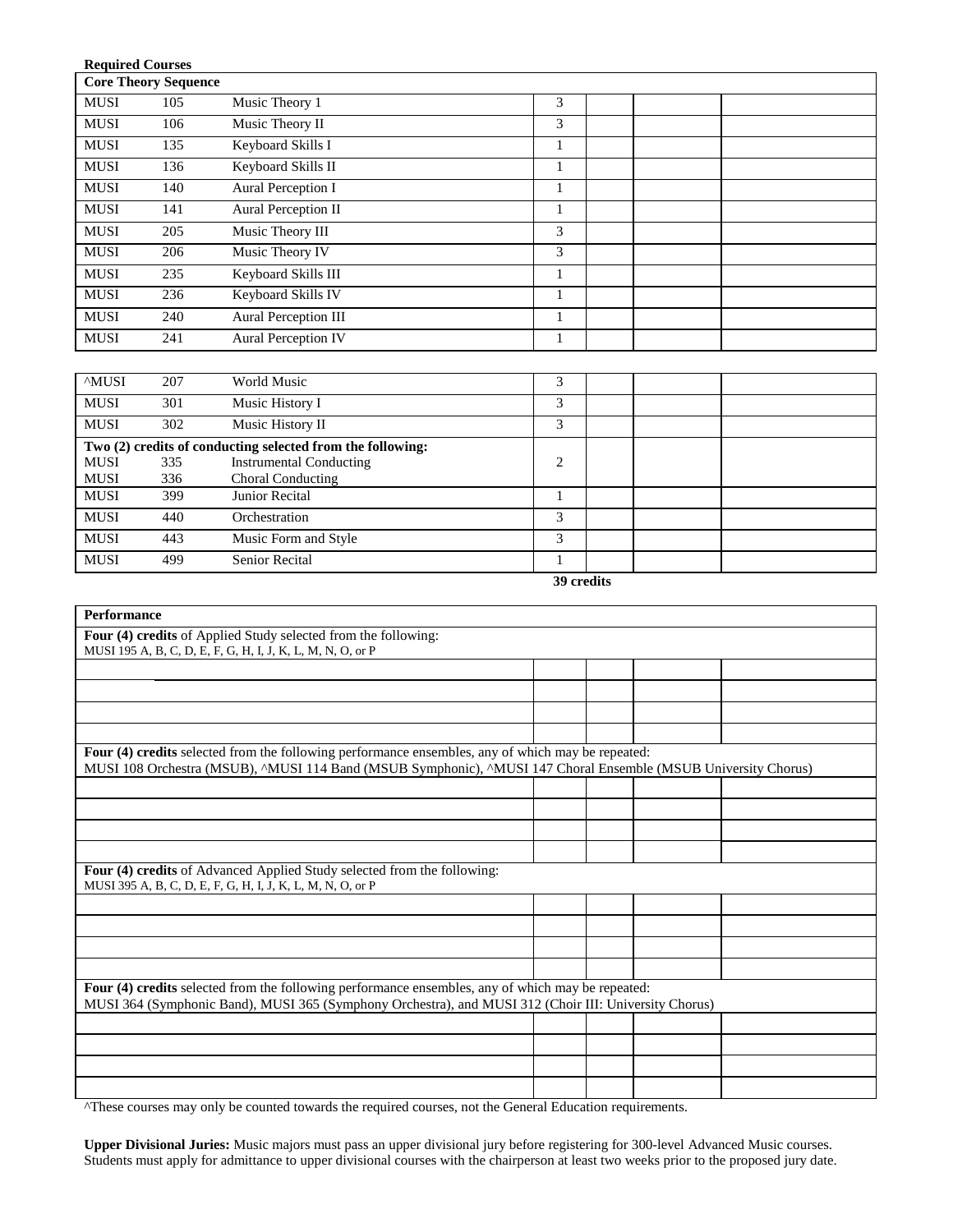**Required Courses**

| **Core Theory Sequence** | | | | | | |
|---|---|---|---|---|---|---|
| MUSI | 105 | Music Theory 1 | 3 | | | |
| MUSI | 106 | Music Theory II | 3 | | | |
| MUSI | 135 | Keyboard Skills I | 1 | | | |
| MUSI | 136 | Keyboard Skills II | 1 | | | |
| MUSI | 140 | Aural Perception I | 1 | | | |
| MUSI | 141 | Aural Perception II | 1 | | | |
| MUSI | 205 | Music Theory III | 3 | | | |
| MUSI | 206 | Music Theory IV | 3 | | | |
| MUSI | 235 | Keyboard Skills III | 1 | | | |
| MUSI | 236 | Keyboard Skills IV | 1 | | | |
| MUSI | 240 | Aural Perception III | 1 | | | |
| MUSI | 241 | Aural Perception IV | 1 | | | |

| | | | | | | |
|---|---|---|---|---|---|---|
| ^MUSI | 207 | World Music | 3 | | | |
| MUSI | 301 | Music History I | 3 | | | |
| MUSI | 302 | Music History II | 3 | | | |
| **Two (2) credits of conducting selected from the following:** MUSI 335 Instrumental Conducting; MUSI 336 Choral Conducting | | | 2 | | | |
| MUSI | 399 | Junior Recital | 1 | | | |
| MUSI | 440 | Orchestration | 3 | | | |
| MUSI | 443 | Music Form and Style | 3 | | | |
| MUSI | 499 | Senior Recital | 1 | | | |
| | | | **39 credits** | | | |

| **Performance** | | | | |
|---|---|---|---|---|
| **Four (4) credits** of Applied Study selected from the following: MUSI 195 A, B, C, D, E, F, G, H, I, J, K, L, M, N, O, or P | | | | |
| | | | | |
| | | | | |
| | | | | |
| | | | | |
| **Four (4) credits** selected from the following performance ensembles, any of which may be repeated: MUSI 108 Orchestra (MSUB), ^MUSI 114 Band (MSUB Symphonic), ^MUSI 147 Choral Ensemble (MSUB University Chorus) | | | | |
| | | | | |
| | | | | |
| | | | | |
| | | | | |
| **Four (4) credits** of Advanced Applied Study selected from the following: MUSI 395 A, B, C, D, E, F, G, H, I, J, K, L, M, N, O, or P | | | | |
| | | | | |
| | | | | |
| | | | | |
| | | | | |
| **Four (4) credits** selected from the following performance ensembles, any of which may be repeated: MUSI 364 (Symphonic Band), MUSI 365 (Symphony Orchestra), and MUSI 312 (Choir III: University Chorus) | | | | |
| | | | | |
| | | | | |
| | | | | |
| | | | | |

^These courses may only be counted towards the required courses, not the General Education requirements.

**Upper Divisional Juries:** Music majors must pass an upper divisional jury before registering for 300-level Advanced Music courses. Students must apply for admittance to upper divisional courses with the chairperson at least two weeks prior to the proposed jury date.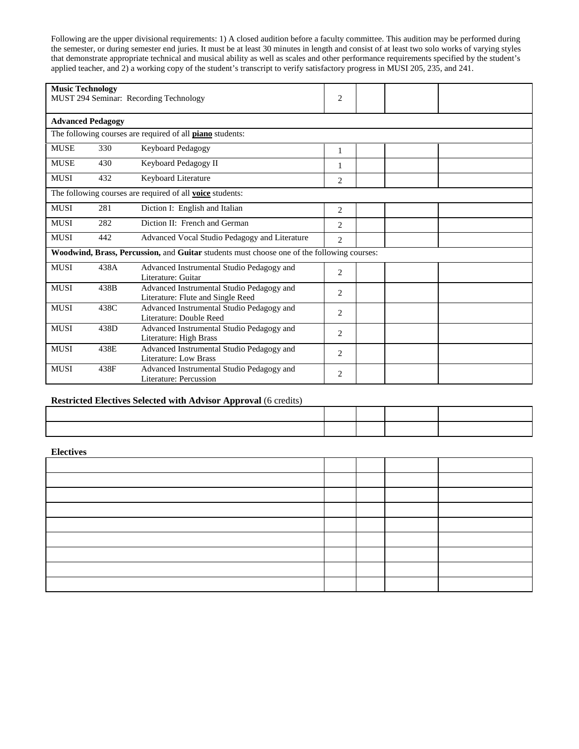Following are the upper divisional requirements: 1) A closed audition before a faculty committee. This audition may be performed during the semester, or during semester end juries. It must be at least 30 minutes in length and consist of at least two solo works of varying styles that demonstrate appropriate technical and musical ability as well as scales and other performance requirements specified by the student's applied teacher, and 2) a working copy of the student's transcript to verify satisfactory progress in MUSI 205, 235, and 241.

| | | | | | | |
|---|---|---|---|---|---|---|
| **Music Technology**<br>MUST 294 Seminar: Recording Technology | | | 2 | | | |
| **Advanced Pedagogy** | | | | | | |
| The following courses are required of all **piano** students: | | | | | | |
| MUSE | 330 | Keyboard Pedagogy | 1 | | | |
| MUSE | 430 | Keyboard Pedagogy II | 1 | | | |
| MUSI | 432 | Keyboard Literature | 2 | | | |
| The following courses are required of all **voice** students: | | | | | | |
| MUSI | 281 | Diction I: English and Italian | 2 | | | |
| MUSI | 282 | Diction II: French and German | 2 | | | |
| MUSI | 442 | Advanced Vocal Studio Pedagogy and Literature | 2 | | | |
| **Woodwind, Brass, Percussion,** and **Guitar** students must choose one of the following courses: | | | | | | |
| MUSI | 438A | Advanced Instrumental Studio Pedagogy and Literature: Guitar | 2 | | | |
| MUSI | 438B | Advanced Instrumental Studio Pedagogy and Literature: Flute and Single Reed | 2 | | | |
| MUSI | 438C | Advanced Instrumental Studio Pedagogy and Literature: Double Reed | 2 | | | |
| MUSI | 438D | Advanced Instrumental Studio Pedagogy and Literature: High Brass | 2 | | | |
| MUSI | 438E | Advanced Instrumental Studio Pedagogy and Literature: Low Brass | 2 | | | |
| MUSI | 438F | Advanced Instrumental Studio Pedagogy and Literature: Percussion | 2 | | | |

**Restricted Electives Selected with Advisor Approval** (6 credits)

| | | | | |
|---|---|---|---|---|
| | | | | |
| | | | | |

**Electives**

| | | | | |
|---|---|---|---|---|
| | | | | |
| | | | | |
| | | | | |
| | | | | |
| | | | | |
| | | | | |
| | | | | |
| | | | | |
| | | | | |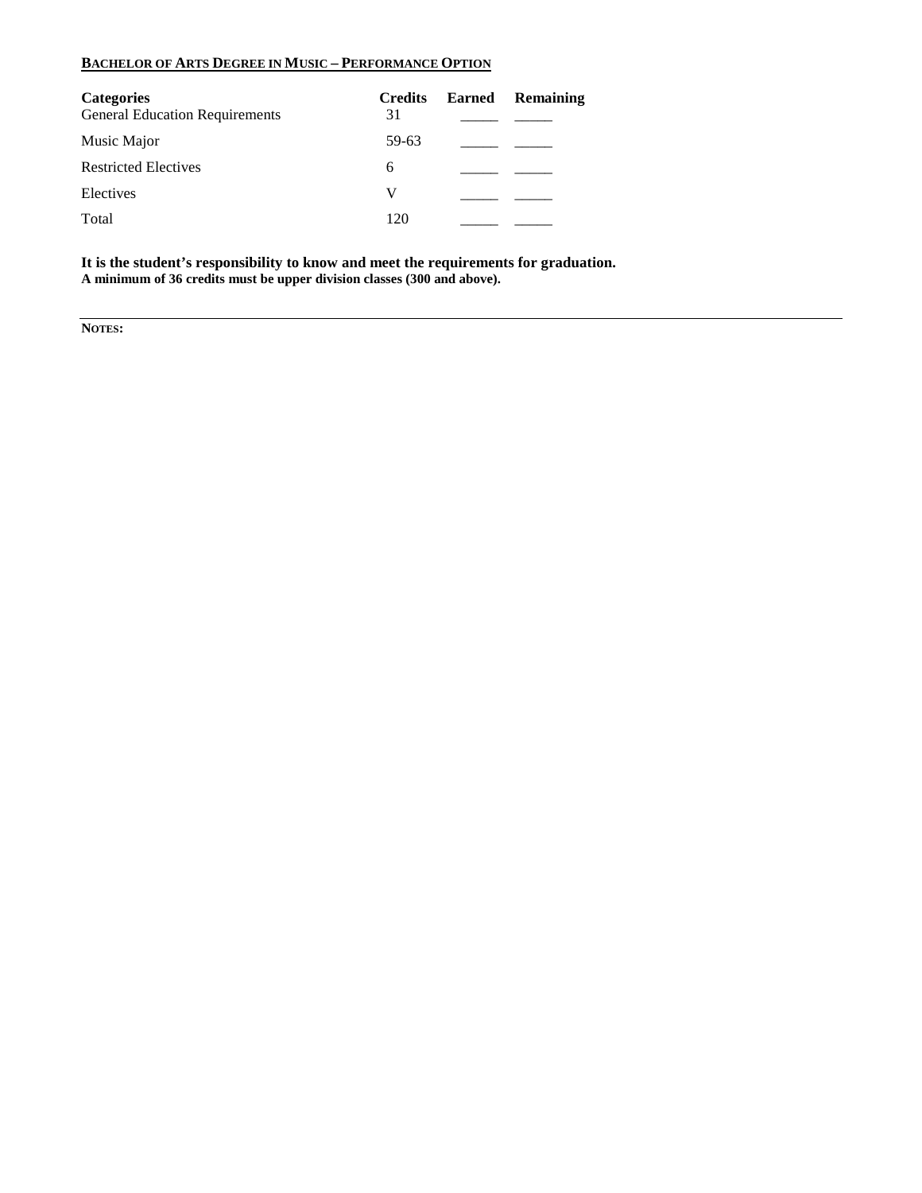## Bachelor of Arts Degree in Music – Performance Option

| Categories | Credits | Earned | Remaining |
|---|---|---|---|
| General Education Requirements | 31 | _____ | _____ |
| Music Major | 59-63 | _____ | _____ |
| Restricted Electives | 6 | _____ | _____ |
| Electives | V | _____ | _____ |
| Total | 120 | _____ | _____ |

**It is the student's responsibility to know and meet the requirements for graduation.**
**A minimum of 36 credits must be upper division classes (300 and above).**

---

**Notes:**